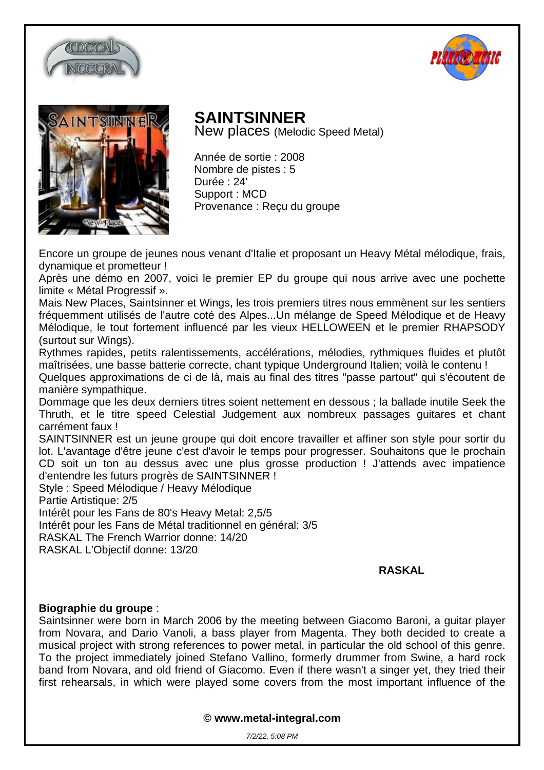# SAINTSINNER

New places (Melodic Speed Metal)

Année de sortie : 2008
Nombre de pistes : 5
Durée : 24'
Support : MCD
Provenance : Reçu du groupe

Encore un groupe de jeunes nous venant d'Italie et proposant un Heavy Métal mélodique, frais, dynamique et prometteur !
Après une démo en 2007, voici le premier EP du groupe qui nous arrive avec une pochette limite « Métal Progressif ».
Mais New Places, Saintsinner et Wings, les trois premiers titres nous emmènent sur les sentiers fréquemment utilisés de l'autre coté des Alpes...Un mélange de Speed Mélodique et de Heavy Mélodique, le tout fortement influencé par les vieux HELLOWEEN et le premier RHAPSODY (surtout sur Wings).
Rythmes rapides, petits ralentissements, accélérations, mélodies, rythmiques fluides et plutôt maîtrisées, une basse batterie correcte, chant typique Underground Italien; voilà le contenu !
Quelques approximations de ci de là, mais au final des titres "passe partout" qui s'écoutent de manière sympathique.
Dommage que les deux derniers titres soient nettement en dessous ; la ballade inutile Seek the Thruth, et le titre speed Celestial Judgement aux nombreux passages guitares et chant carrément faux !
SAINTSINNER est un jeune groupe qui doit encore travailler et affiner son style pour sortir du lot. L'avantage d'être jeune c'est d'avoir le temps pour progresser. Souhaitons que le prochain CD soit un ton au dessus avec une plus grosse production ! J'attends avec impatience d'entendre les futurs progrès de SAINTSINNER !
Style : Speed Mélodique / Heavy Mélodique
Partie Artistique: 2/5
Intérêt pour les Fans de 80's Heavy Metal: 2,5/5
Intérêt pour les Fans de Métal traditionnel en général: 3/5
RASKAL The French Warrior donne: 14/20
RASKAL L'Objectif donne: 13/20

**RASKAL**

**Biographie du groupe** :
Saintsinner were born in March 2006 by the meeting between Giacomo Baroni, a guitar player from Novara, and Dario Vanoli, a bass player from Magenta. They both decided to create a musical project with strong references to power metal, in particular the old school of this genre. To the project immediately joined Stefano Vallino, formerly drummer from Swine, a hard rock band from Novara, and old friend of Giacomo. Even if there wasn't a singer yet, they tried their first rehearsals, in which were played some covers from the most important influence of the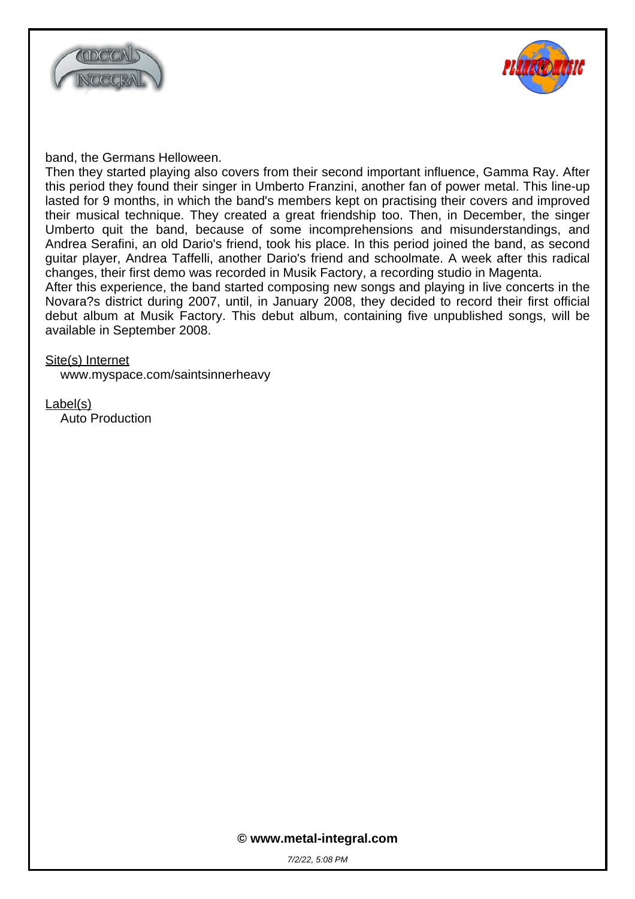band, the Germans Helloween.
Then they started playing also covers from their second important influence, Gamma Ray. After this period they found their singer in Umberto Franzini, another fan of power metal. This line-up lasted for 9 months, in which the band's members kept on practising their covers and improved their musical technique. They created a great friendship too. Then, in December, the singer Umberto quit the band, because of some incomprehensions and misunderstandings, and Andrea Serafini, an old Dario's friend, took his place. In this period joined the band, as second guitar player, Andrea Taffelli, another Dario's friend and schoolmate. A week after this radical changes, their first demo was recorded in Musik Factory, a recording studio in Magenta.
After this experience, the band started composing new songs and playing in live concerts in the Novara?s district during 2007, until, in January 2008, they decided to record their first official debut album at Musik Factory. This debut album, containing five unpublished songs, will be available in September 2008.

Site(s) Internet

www.myspace.com/saintsinnerheavy

Label(s)

Auto Production